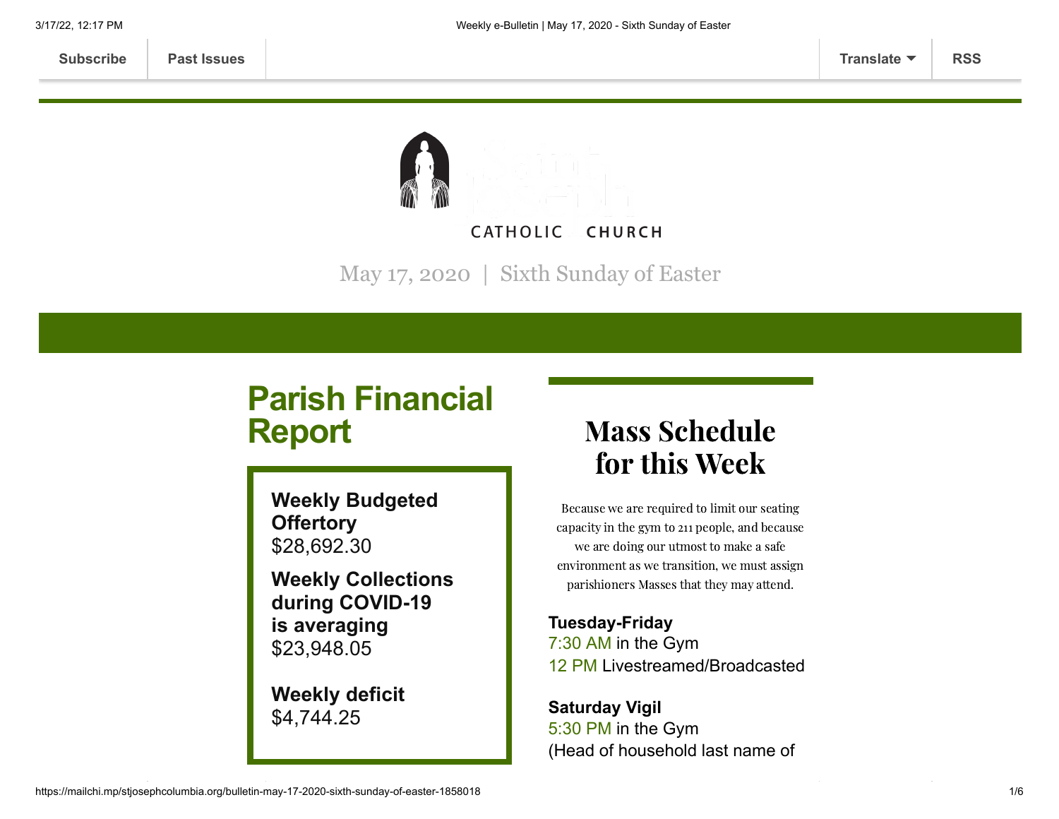Subscribe | Past Issues | Translate | RSS

CATHOLIC CHURCH

May 17, 2020 | Sixth Sunday of Easter

## Parish Financial Report

**Weekly Budgeted Offertory**
$28,692.30

**Weekly Collections during COVID-19 is averaging**
$23,948.05

**Weekly deficit**
$4,744.25

## Mass Schedule for this Week

Because we are required to limit our seating capacity in the gym to 211 people, and because we are doing our utmost to make a safe environment as we transition, we must assign parishioners Masses that they may attend.

**Tuesday-Friday**
7:30 AM in the Gym
12 PM Livestreamed/Broadcasted

**Saturday Vigil**
5:30 PM in the Gym
(Head of household last name of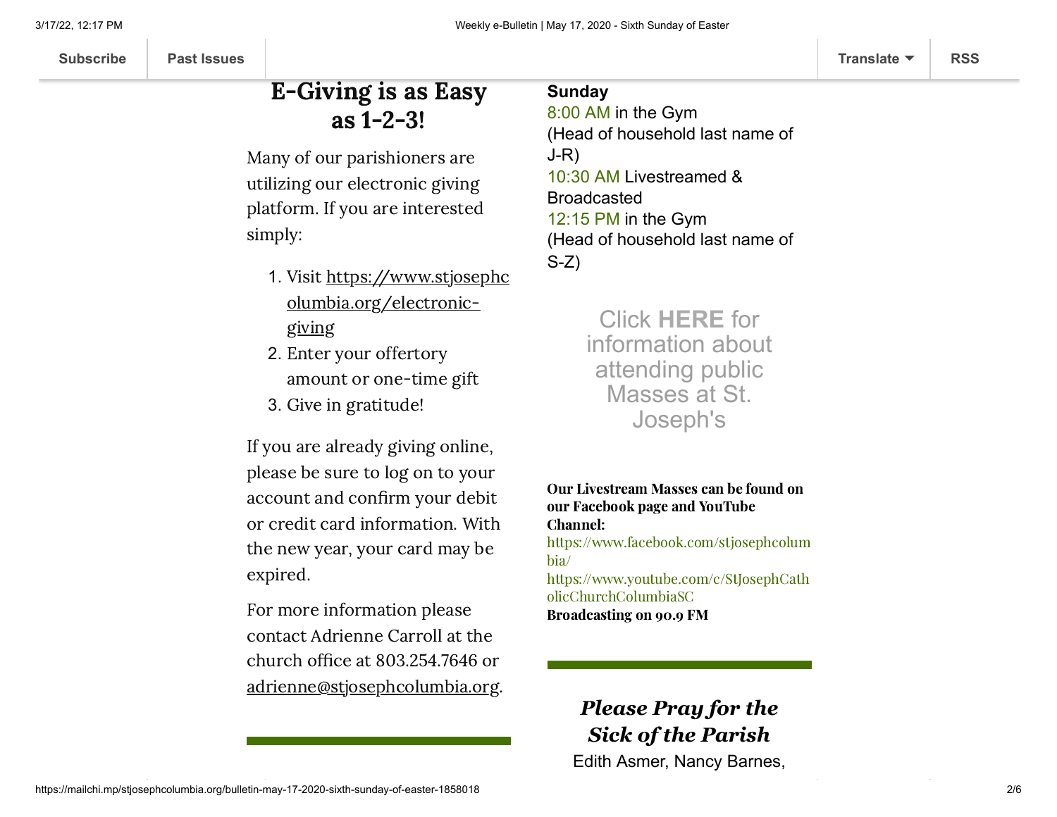## E-Giving is as Easy as 1-2-3!

Many of our parishioners are utilizing our electronic giving platform. If you are interested simply:

1. Visit https://www.stjosephcolumbia.org/electronic-giving
2. Enter your offertory amount or one-time gift
3. Give in gratitude!

If you are already giving online, please be sure to log on to your account and confirm your debit or credit card information. With the new year, your card may be expired.

For more information please contact Adrienne Carroll at the church office at 803.254.7646 or adrienne@stjosephcolumbia.org.

**Sunday**
8:00 AM in the Gym
(Head of household last name of J-R)
10:30 AM Livestreamed & Broadcasted
12:15 PM in the Gym
(Head of household last name of S-Z)

Click **HERE** for information about attending public Masses at St. Joseph's

**Our Livestream Masses can be found on our Facebook page and YouTube Channel:**
https://www.facebook.com/stjosephcolumbia/
https://www.youtube.com/c/StJosephCatholicChurchColumbiaSC
**Broadcasting on 90.9 FM**

### *Please Pray for the Sick of the Parish*

Edith Asmer, Nancy Barnes,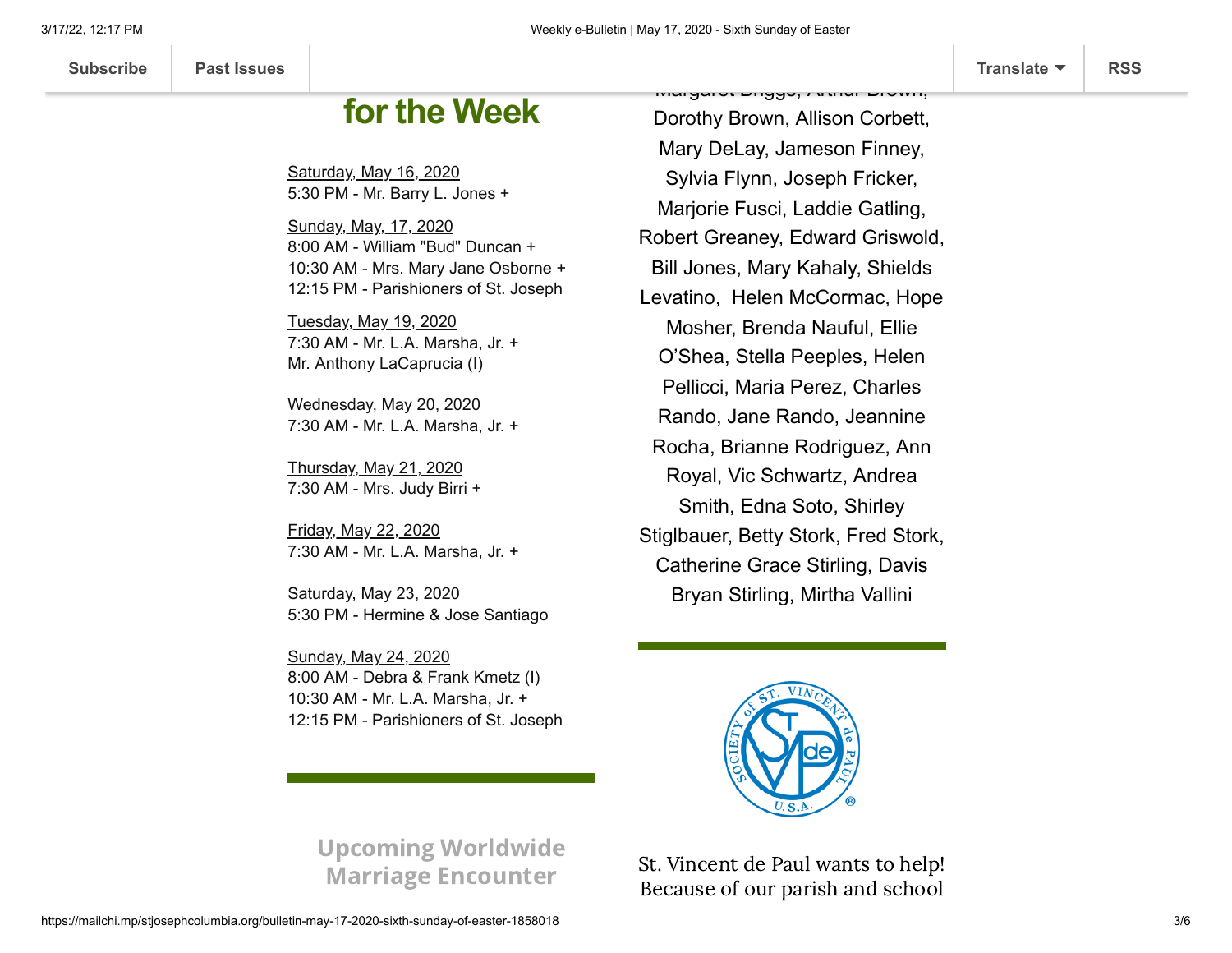## for the Week

Saturday, May 16, 2020
5:30 PM - Mr. Barry L. Jones +

Sunday, May, 17, 2020
8:00 AM - William "Bud" Duncan +
10:30 AM - Mrs. Mary Jane Osborne +
12:15 PM - Parishioners of St. Joseph

Tuesday, May 19, 2020
7:30 AM - Mr. L.A. Marsha, Jr. +
Mr. Anthony LaCaprucia (I)

Wednesday, May 20, 2020
7:30 AM - Mr. L.A. Marsha, Jr. +

Thursday, May 21, 2020
7:30 AM - Mrs. Judy Birri +

Friday, May 22, 2020
7:30 AM - Mr. L.A. Marsha, Jr. +

Saturday, May 23, 2020
5:30 PM - Hermine & Jose Santiago

Sunday, May 24, 2020
8:00 AM - Debra & Frank Kmetz (I)
10:30 AM - Mr. L.A. Marsha, Jr. +
12:15 PM - Parishioners of St. Joseph

## Upcoming Worldwide Marriage Encounter

Margaret Briggs, Arthur Brown, Dorothy Brown, Allison Corbett, Mary DeLay, Jameson Finney, Sylvia Flynn, Joseph Fricker, Marjorie Fusci, Laddie Gatling, Robert Greaney, Edward Griswold, Bill Jones, Mary Kahaly, Shields Levatino, Helen McCormac, Hope Mosher, Brenda Nauful, Ellie O'Shea, Stella Peeples, Helen Pellicci, Maria Perez, Charles Rando, Jane Rando, Jeannine Rocha, Brianne Rodriguez, Ann Royal, Vic Schwartz, Andrea Smith, Edna Soto, Shirley Stiglbauer, Betty Stork, Fred Stork, Catherine Grace Stirling, Davis Bryan Stirling, Mirtha Vallini

St. Vincent de Paul wants to help! Because of our parish and school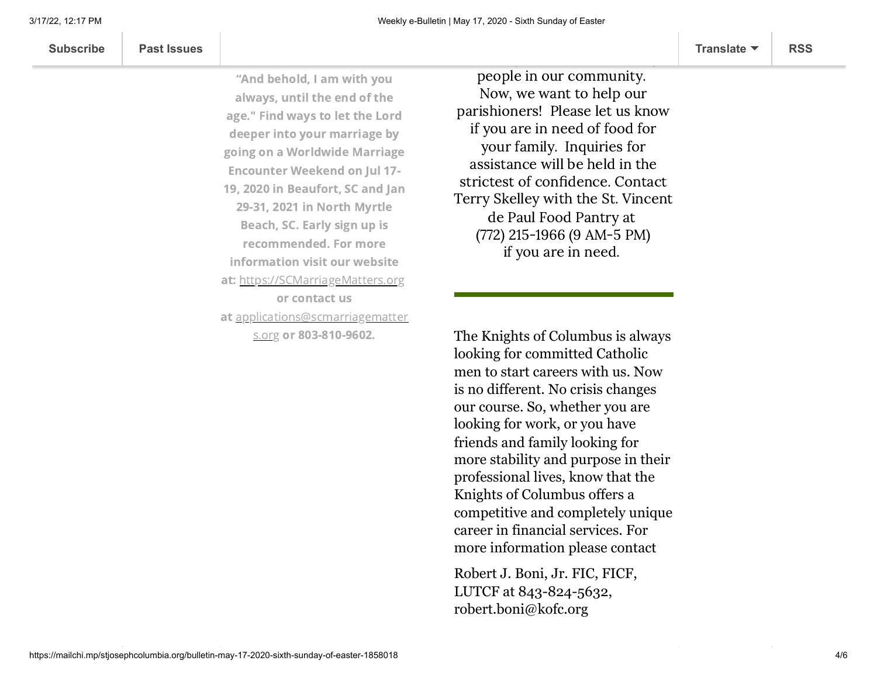**"And behold, I am with you always, until the end of the age." Find ways to let the Lord deeper into your marriage by going on a Worldwide Marriage Encounter Weekend on Jul 17-19, 2020 in Beaufort, SC and Jan 29-31, 2021 in North Myrtle Beach, SC. Early sign up is recommended. For more information visit our website at:** https://SCMarriageMatters.org **or contact us at** applications@scmarriagematters.org **or 803-810-9602.**

people in our community. Now, we want to help our parishioners! Please let us know if you are in need of food for your family. Inquiries for assistance will be held in the strictest of confidence. Contact Terry Skelley with the St. Vincent de Paul Food Pantry at (772) 215-1966 (9 AM-5 PM) if you are in need.

---

The Knights of Columbus is always looking for committed Catholic men to start careers with us. Now is no different. No crisis changes our course. So, whether you are looking for work, or you have friends and family looking for more stability and purpose in their professional lives, know that the Knights of Columbus offers a competitive and completely unique career in financial services. For more information please contact

Robert J. Boni, Jr. FIC, FICF, LUTCF at 843-824-5632, robert.boni@kofc.org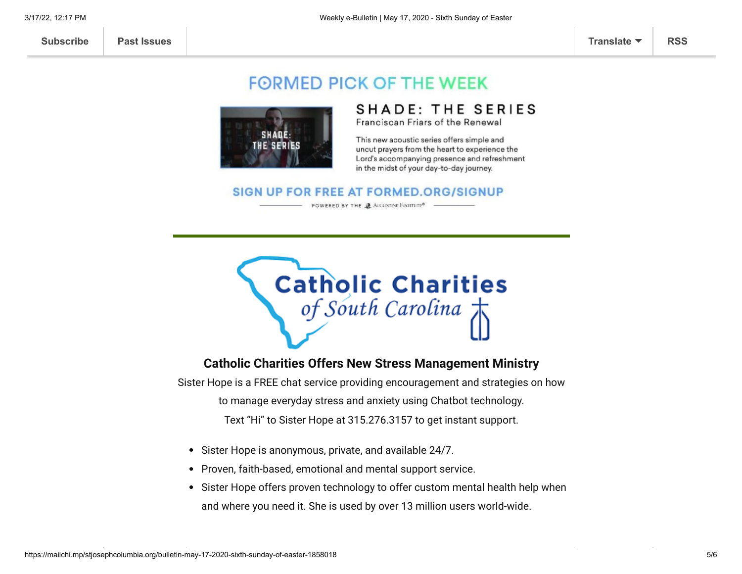Subscribe | Past Issues | Translate | RSS

## FORMED PICK OF THE WEEK

### SHADE: THE SERIES

Franciscan Friars of the Renewal

This new acoustic series offers simple and uncut prayers from the heart to experience the Lord's accompanying presence and refreshment in the midst of your day-to-day journey.

**SIGN UP FOR FREE AT FORMED.ORG/SIGNUP**

POWERED BY THE AUGUSTINE INSTITUTE®

---

Catholic Charities of South Carolina

### Catholic Charities Offers New Stress Management Ministry

Sister Hope is a FREE chat service providing encouragement and strategies on how to manage everyday stress and anxiety using Chatbot technology.
Text "Hi" to Sister Hope at 315.276.3157 to get instant support.

- Sister Hope is anonymous, private, and available 24/7.
- Proven, faith-based, emotional and mental support service.
- Sister Hope offers proven technology to offer custom mental health help when and where you need it. She is used by over 13 million users world-wide.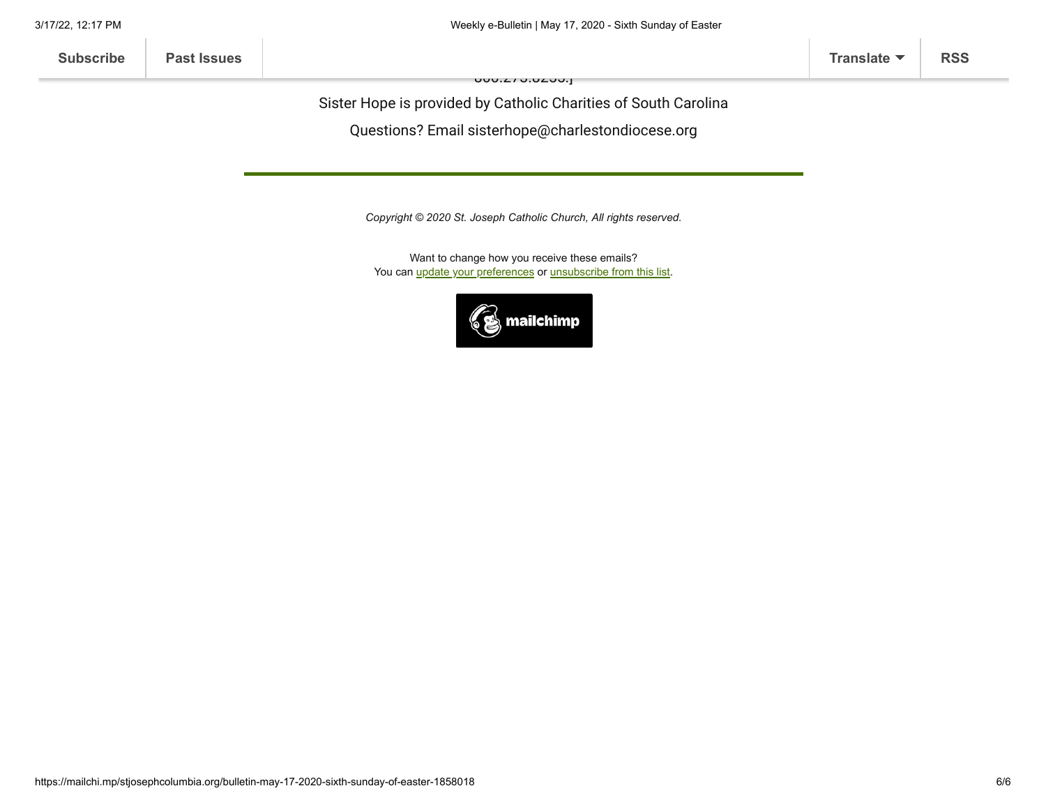800.273.8255.]

Sister Hope is provided by Catholic Charities of South Carolina

Questions? Email sisterhope@charlestondiocese.org

---

*Copyright © 2020 St. Joseph Catholic Church, All rights reserved.*

Want to change how you receive these emails?
You can update your preferences or unsubscribe from this list.